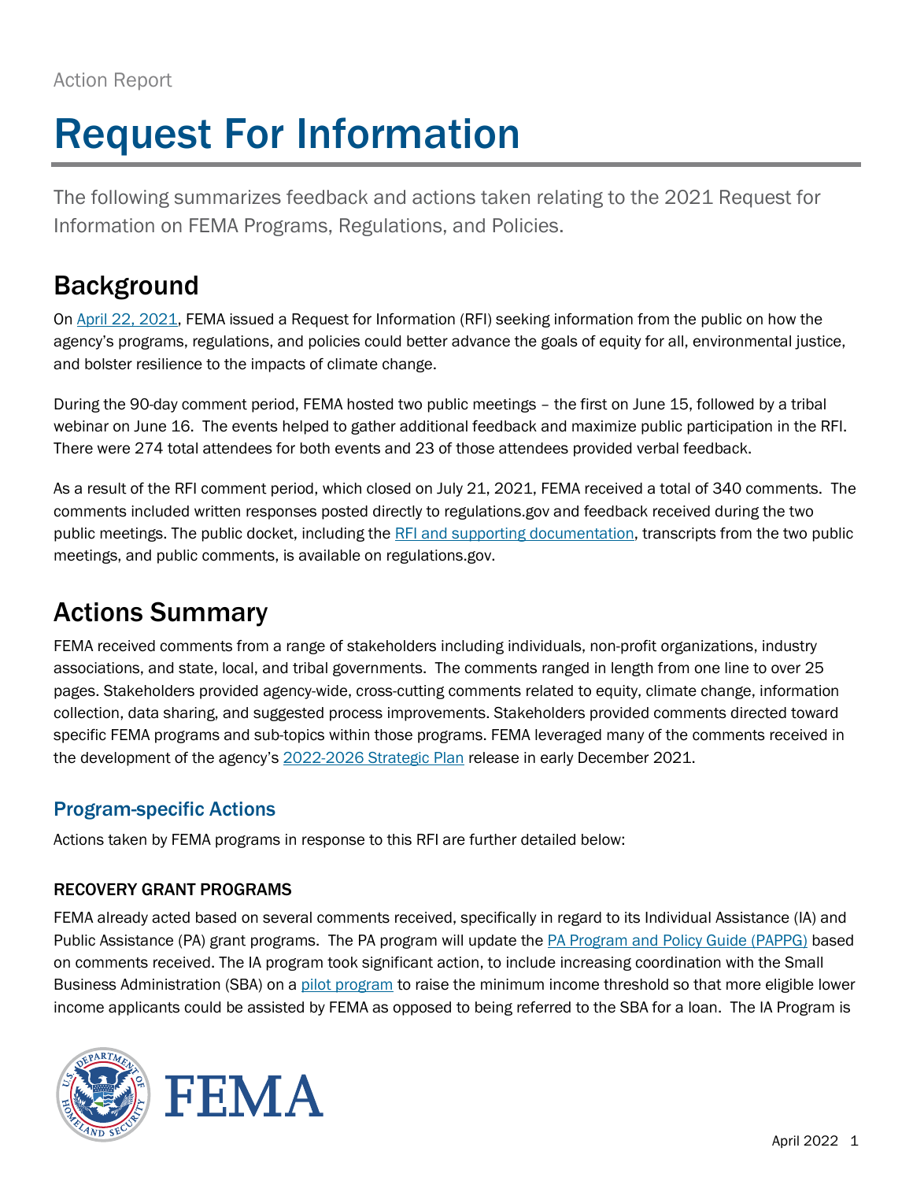Action Report

# Request For Information

The following summarizes feedback and actions taken relating to the 2021 Request for Information on FEMA Programs, Regulations, and Policies.

## Background

On April 22, 2021, FEMA issued a Request for Information (RFI) seeking information from the public on how the agency's programs, regulations, and policies could better advance the goals of equity for all, environmental justice, and bolster resilience to the impacts of climate change.

During the 90-day comment period, FEMA hosted two public meetings – the first on June 15, followed by a tribal webinar on June 16. The events helped to gather additional feedback and maximize public participation in the RFI. There were 274 total attendees for both events and 23 of those attendees provided verbal feedback.

As a result of the RFI comment period, which closed on July 21, 2021, FEMA received a total of 340 comments. The comments included written responses posted directly to regulations.gov and feedback received during the two public meetings. The public docket, including the RFI and supporting documentation, transcripts from the two public meetings, and public comments, is available on regulations.gov.

## Actions Summary

FEMA received comments from a range of stakeholders including individuals, non-profit organizations, industry associations, and state, local, and tribal governments. The comments ranged in length from one line to over 25 pages. Stakeholders provided agency-wide, cross-cutting comments related to equity, climate change, information collection, data sharing, and suggested process improvements. Stakeholders provided comments directed toward specific FEMA programs and sub-topics within those programs. FEMA leveraged many of the comments received in the development of the agency's 2022-2026 Strategic Plan release in early December 2021.

### Program-specific Actions

Actions taken by FEMA programs in response to this RFI are further detailed below:

#### RECOVERY GRANT PROGRAMS

FEMA already acted based on several comments received, specifically in regard to its Individual Assistance (IA) and Public Assistance (PA) grant programs. The PA program will update the PA Program and Policy Guide (PAPPG) based on comments received. The IA program took significant action, to include increasing coordination with the Small Business Administration (SBA) on a pilot program to raise the minimum income threshold so that more eligible lower income applicants could be assisted by FEMA as opposed to being referred to the SBA for a loan. The IA Program is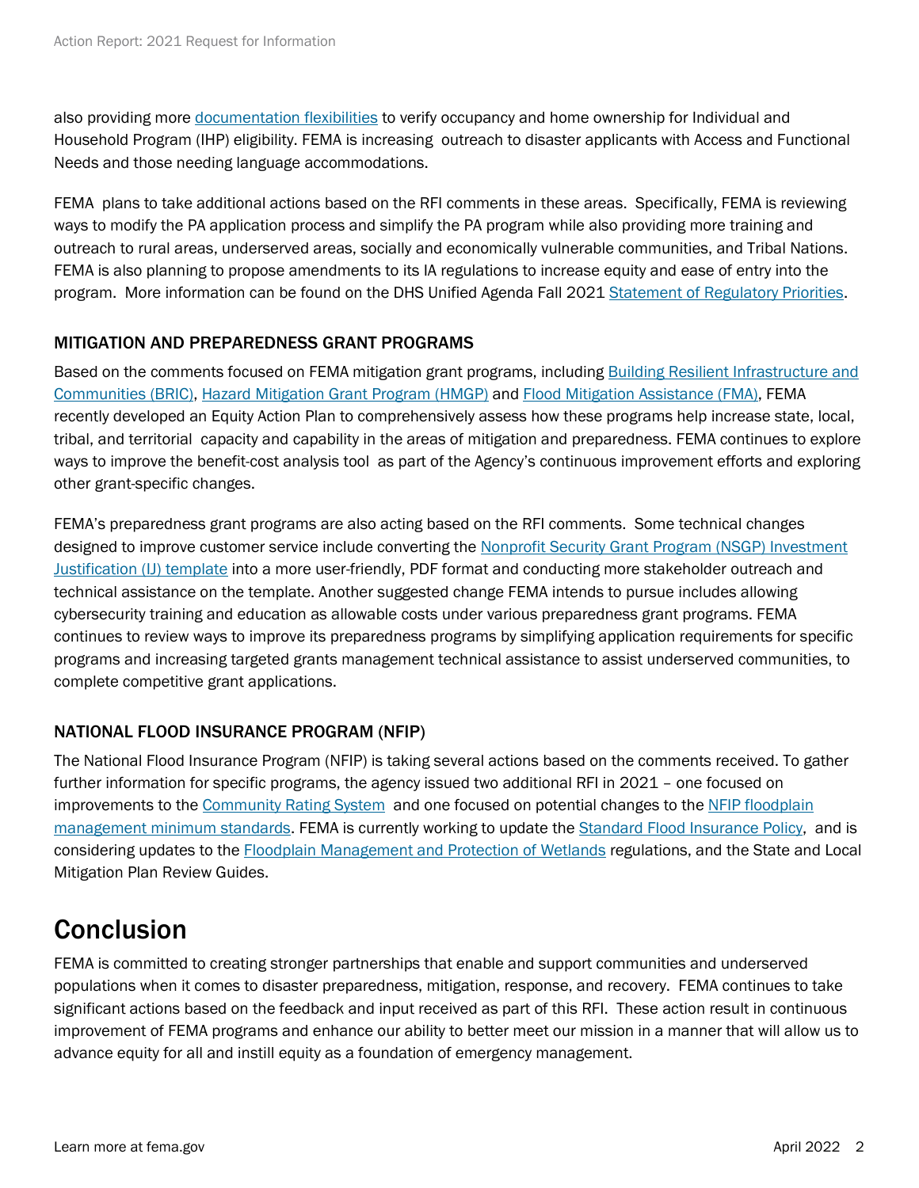also providing more documentation flexibilities to verify occupancy and home ownership for Individual and Household Program (IHP) eligibility. FEMA is increasing outreach to disaster applicants with Access and Functional Needs and those needing language accommodations.

FEMA plans to take additional actions based on the RFI comments in these areas. Specifically, FEMA is reviewing ways to modify the PA application process and simplify the PA program while also providing more training and outreach to rural areas, underserved areas, socially and economically vulnerable communities, and Tribal Nations. FEMA is also planning to propose amendments to its IA regulations to increase equity and ease of entry into the program. More information can be found on the DHS Unified Agenda Fall 2021 Statement of Regulatory Priorities.

### MITIGATION AND PREPAREDNESS GRANT PROGRAMS

Based on the comments focused on FEMA mitigation grant programs, including Building Resilient Infrastructure and Communities (BRIC), Hazard Mitigation Grant Program (HMGP) and Flood Mitigation Assistance (FMA), FEMA recently developed an Equity Action Plan to comprehensively assess how these programs help increase state, local, tribal, and territorial capacity and capability in the areas of mitigation and preparedness. FEMA continues to explore ways to improve the benefit-cost analysis tool as part of the Agency's continuous improvement efforts and exploring other grant-specific changes.

FEMA's preparedness grant programs are also acting based on the RFI comments. Some technical changes designed to improve customer service include converting the Nonprofit Security Grant Program (NSGP) Investment Justification (IJ) template into a more user-friendly, PDF format and conducting more stakeholder outreach and technical assistance on the template. Another suggested change FEMA intends to pursue includes allowing cybersecurity training and education as allowable costs under various preparedness grant programs. FEMA continues to review ways to improve its preparedness programs by simplifying application requirements for specific programs and increasing targeted grants management technical assistance to assist underserved communities, to complete competitive grant applications.

### NATIONAL FLOOD INSURANCE PROGRAM (NFIP)

The National Flood Insurance Program (NFIP) is taking several actions based on the comments received. To gather further information for specific programs, the agency issued two additional RFI in 2021 – one focused on improvements to the Community Rating System and one focused on potential changes to the NFIP floodplain management minimum standards. FEMA is currently working to update the Standard Flood Insurance Policy, and is considering updates to the Floodplain Management and Protection of Wetlands regulations, and the State and Local Mitigation Plan Review Guides.

## Conclusion

FEMA is committed to creating stronger partnerships that enable and support communities and underserved populations when it comes to disaster preparedness, mitigation, response, and recovery. FEMA continues to take significant actions based on the feedback and input received as part of this RFI. These action result in continuous improvement of FEMA programs and enhance our ability to better meet our mission in a manner that will allow us to advance equity for all and instill equity as a foundation of emergency management.